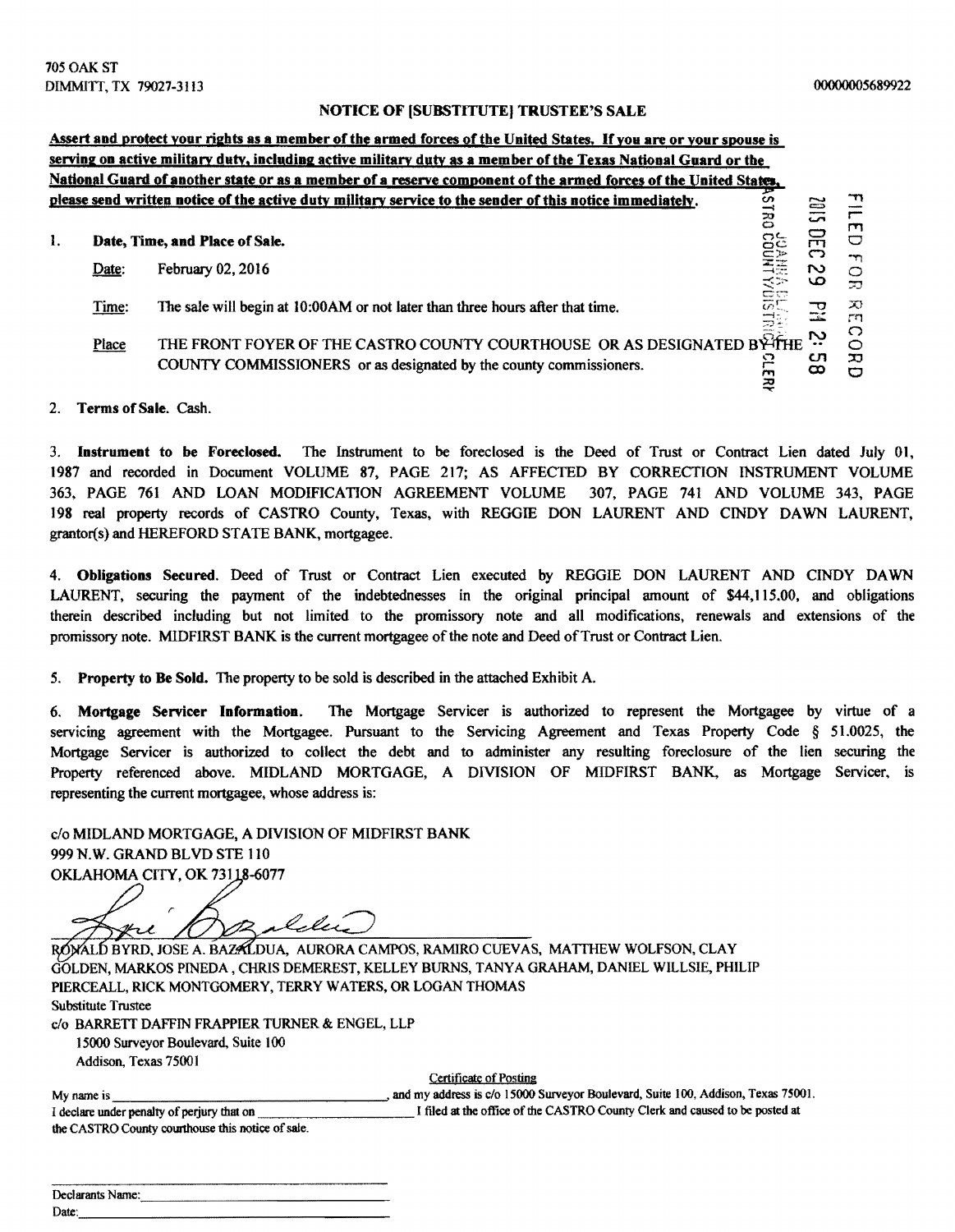705 OAK ST
DIMMITT, TX 79027-3113

00000005689922

## NOTICE OF [SUBSTITUTE] TRUSTEE'S SALE

**Assert and protect your rights as a member of the armed forces of the United States. If you are or your spouse is serving on active military duty, including active military duty as a member of the Texas National Guard or the National Guard of another state or as a member of a reserve component of the armed forces of the United States, please send written notice of the active duty military service to the sender of this notice immediately.**

FILED FOR RECORD
2015 DEC 29 PM 2:58
JOANNA BLANTON
CASTRO COUNTY/DISTRICT CLERK

1. **Date, Time, and Place of Sale.**

   Date: February 02, 2016

   Time: The sale will begin at 10:00AM or not later than three hours after that time.

   Place: THE FRONT FOYER OF THE CASTRO COUNTY COURTHOUSE OR AS DESIGNATED BY THE COUNTY COMMISSIONERS or as designated by the county commissioners.

2. **Terms of Sale.** Cash.

3. **Instrument to be Foreclosed.** The Instrument to be foreclosed is the Deed of Trust or Contract Lien dated July 01, 1987 and recorded in Document VOLUME 87, PAGE 217; AS AFFECTED BY CORRECTION INSTRUMENT VOLUME 363, PAGE 761 AND LOAN MODIFICATION AGREEMENT VOLUME 307, PAGE 741 AND VOLUME 343, PAGE 198 real property records of CASTRO County, Texas, with REGGIE DON LAURENT AND CINDY DAWN LAURENT, grantor(s) and HEREFORD STATE BANK, mortgagee.

4. **Obligations Secured.** Deed of Trust or Contract Lien executed by REGGIE DON LAURENT AND CINDY DAWN LAURENT, securing the payment of the indebtednesses in the original principal amount of $44,115.00, and obligations therein described including but not limited to the promissory note and all modifications, renewals and extensions of the promissory note. MIDFIRST BANK is the current mortgagee of the note and Deed of Trust or Contract Lien.

5. **Property to Be Sold.** The property to be sold is described in the attached Exhibit A.

6. **Mortgage Servicer Information.** The Mortgage Servicer is authorized to represent the Mortgagee by virtue of a servicing agreement with the Mortgagee. Pursuant to the Servicing Agreement and Texas Property Code § 51.0025, the Mortgage Servicer is authorized to collect the debt and to administer any resulting foreclosure of the lien securing the Property referenced above. MIDLAND MORTGAGE, A DIVISION OF MIDFIRST BANK, as Mortgage Servicer, is representing the current mortgagee, whose address is:

c/o MIDLAND MORTGAGE, A DIVISION OF MIDFIRST BANK
999 N.W. GRAND BLVD STE 110
OKLAHOMA CITY, OK 73118-6077

RONALD BYRD, JOSE A. BAZALDUA, AURORA CAMPOS, RAMIRO CUEVAS, MATTHEW WOLFSON, CLAY GOLDEN, MARKOS PINEDA, CHRIS DEMEREST, KELLEY BURNS, TANYA GRAHAM, DANIEL WILLSIE, PHILIP PIERCEALL, RICK MONTGOMERY, TERRY WATERS, OR LOGAN THOMAS
Substitute Trustee
c/o BARRETT DAFFIN FRAPPIER TURNER & ENGEL, LLP
15000 Surveyor Boulevard, Suite 100
Addison, Texas 75001

Certificate of Posting

My name is ______________________, and my address is c/o 15000 Surveyor Boulevard, Suite 100, Addison, Texas 75001. I declare under penalty of perjury that on ______________ I filed at the office of the CASTRO County Clerk and caused to be posted at the CASTRO County courthouse this notice of sale.

Declarants Name: ______________________
Date: ______________________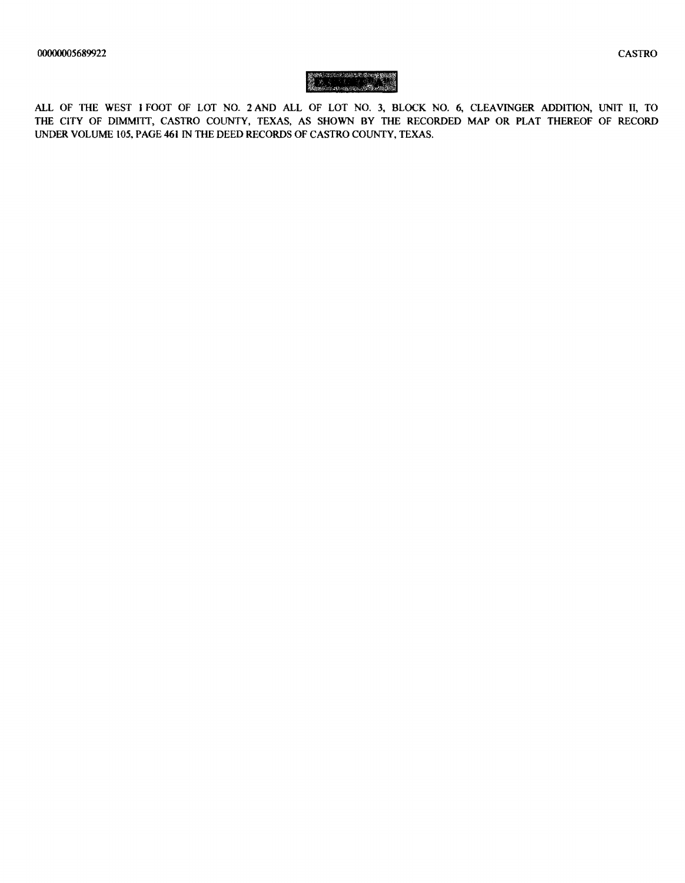ALL OF THE WEST 1 FOOT OF LOT NO. 2 AND ALL OF LOT NO. 3, BLOCK NO. 6, CLEAVINGER ADDITION, UNIT II, TO THE CITY OF DIMMITT, CASTRO COUNTY, TEXAS, AS SHOWN BY THE RECORDED MAP OR PLAT THEREOF OF RECORD UNDER VOLUME 105, PAGE 461 IN THE DEED RECORDS OF CASTRO COUNTY, TEXAS.